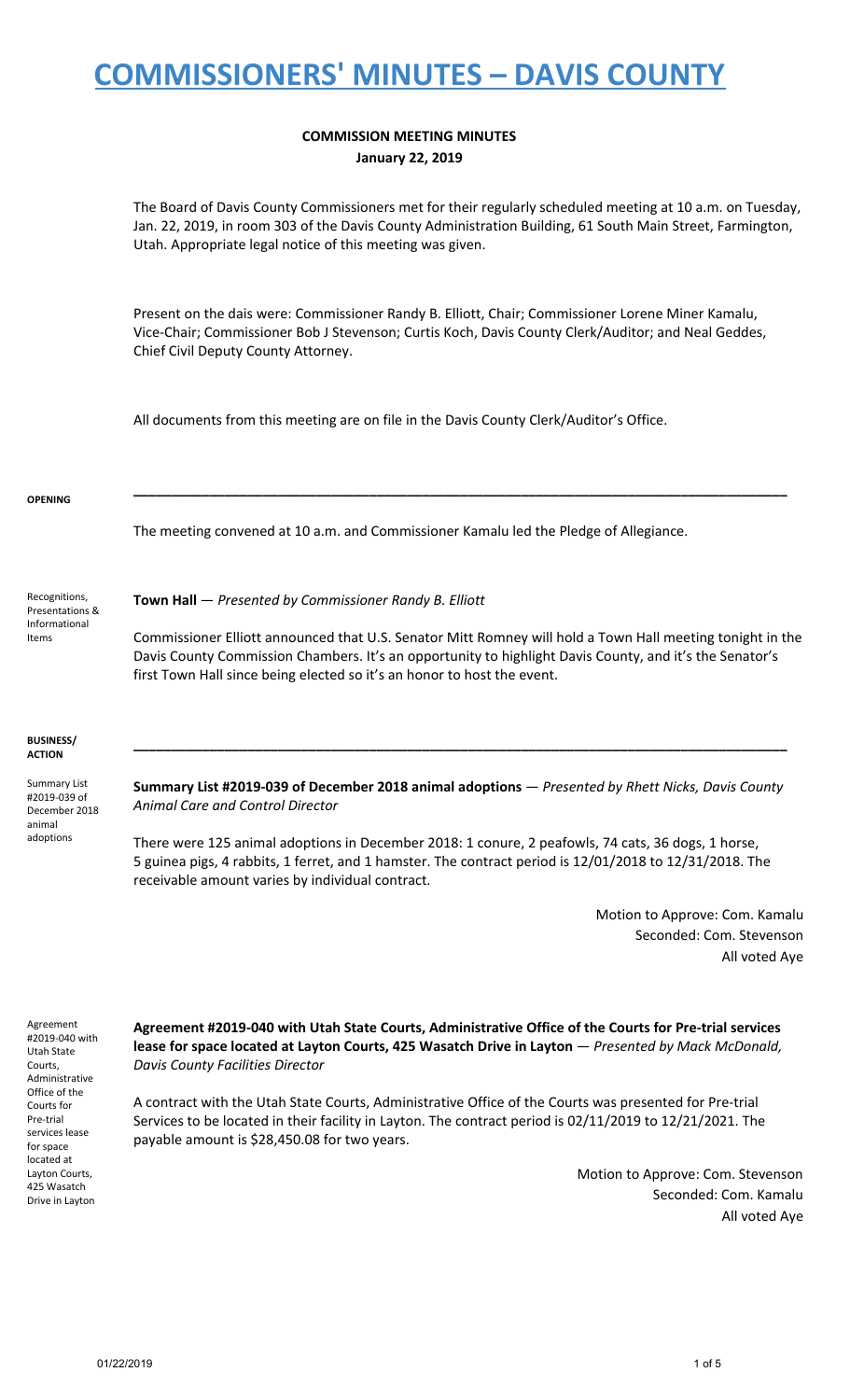# COMMISSIONERS' MINUTES – DAVIS COUNTY

## COMMISSION MEETING MINUTES
**January 22, 2019**

The Board of Davis County Commissioners met for their regularly scheduled meeting at 10 a.m. on Tuesday, Jan. 22, 2019, in room 303 of the Davis County Administration Building, 61 South Main Street, Farmington, Utah. Appropriate legal notice of this meeting was given.

Present on the dais were: Commissioner Randy B. Elliott, Chair; Commissioner Lorene Miner Kamalu, Vice-Chair; Commissioner Bob J Stevenson; Curtis Koch, Davis County Clerk/Auditor; and Neal Geddes, Chief Civil Deputy County Attorney.

All documents from this meeting are on file in the Davis County Clerk/Auditor's Office.

---

**OPENING**

The meeting convened at 10 a.m. and Commissioner Kamalu led the Pledge of Allegiance.

Recognitions, Presentations & Informational Items

**Town Hall** — *Presented by Commissioner Randy B. Elliott*

Commissioner Elliott announced that U.S. Senator Mitt Romney will hold a Town Hall meeting tonight in the Davis County Commission Chambers. It's an opportunity to highlight Davis County, and it's the Senator's first Town Hall since being elected so it's an honor to host the event.

---

**BUSINESS/ ACTION**

Summary List #2019-039 of December 2018 animal adoptions

**Summary List #2019-039 of December 2018 animal adoptions** — *Presented by Rhett Nicks, Davis County Animal Care and Control Director*

There were 125 animal adoptions in December 2018: 1 conure, 2 peafowls, 74 cats, 36 dogs, 1 horse, 5 guinea pigs, 4 rabbits, 1 ferret, and 1 hamster. The contract period is 12/01/2018 to 12/31/2018. The receivable amount varies by individual contract.

Motion to Approve: Com. Kamalu
Seconded: Com. Stevenson
All voted Aye

Agreement #2019-040 with Utah State Courts, Administrative Office of the Courts for Pre-trial services lease for space located at Layton Courts, 425 Wasatch Drive in Layton

**Agreement #2019-040 with Utah State Courts, Administrative Office of the Courts for Pre-trial services lease for space located at Layton Courts, 425 Wasatch Drive in Layton** — *Presented by Mack McDonald, Davis County Facilities Director*

A contract with the Utah State Courts, Administrative Office of the Courts was presented for Pre-trial Services to be located in their facility in Layton. The contract period is 02/11/2019 to 12/21/2021. The payable amount is $28,450.08 for two years.

Motion to Approve: Com. Stevenson
Seconded: Com. Kamalu
All voted Aye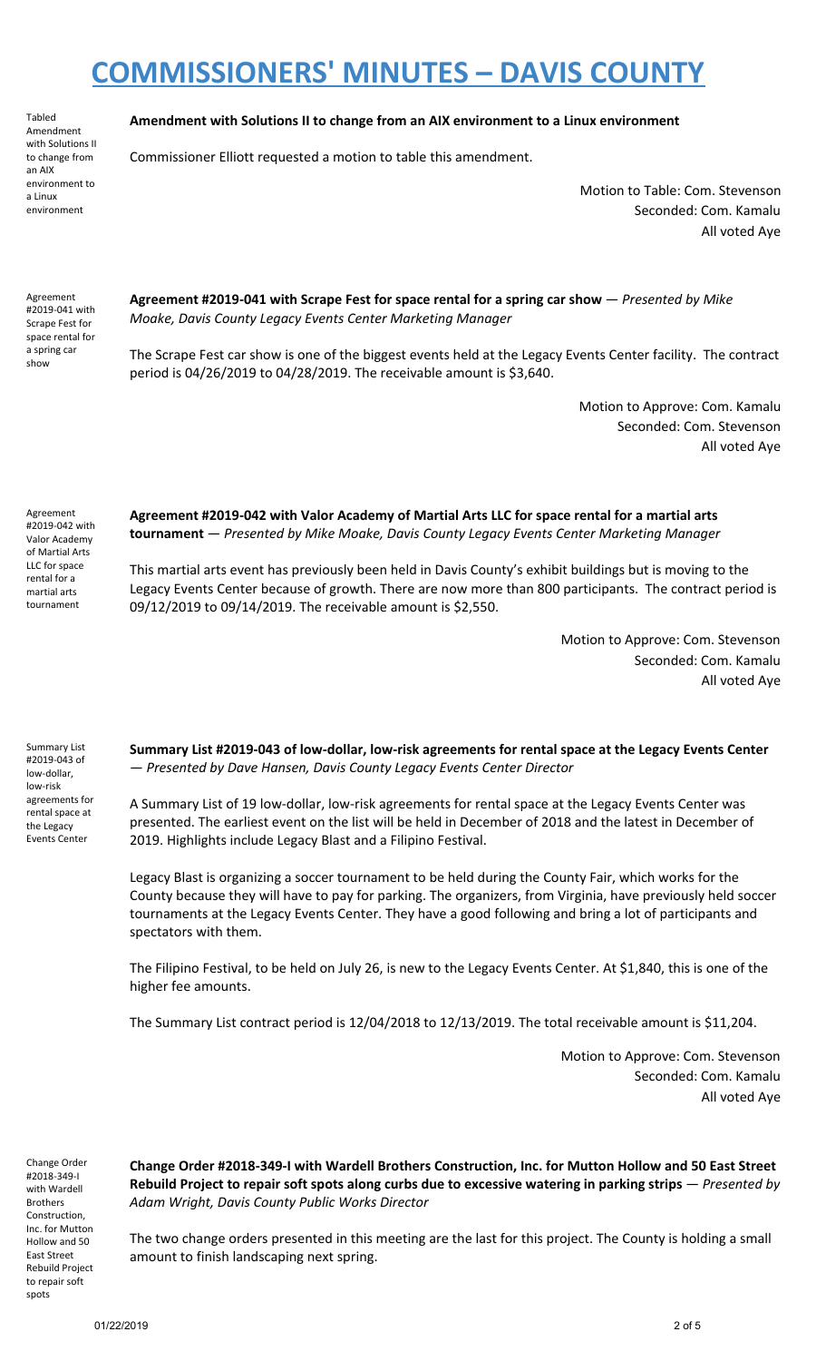# COMMISSIONERS' MINUTES – DAVIS COUNTY

Tabled Amendment with Solutions II to change from an AIX environment to a Linux environment

**Amendment with Solutions II to change from an AIX environment to a Linux environment**

Commissioner Elliott requested a motion to table this amendment.

Motion to Table: Com. Stevenson
Seconded: Com. Kamalu
All voted Aye

Agreement #2019-041 with Scrape Fest for space rental for a spring car show

**Agreement #2019-041 with Scrape Fest for space rental for a spring car show** — *Presented by Mike Moake, Davis County Legacy Events Center Marketing Manager*

The Scrape Fest car show is one of the biggest events held at the Legacy Events Center facility. The contract period is 04/26/2019 to 04/28/2019. The receivable amount is $3,640.

Motion to Approve: Com. Kamalu
Seconded: Com. Stevenson
All voted Aye

Agreement #2019-042 with Valor Academy of Martial Arts LLC for space rental for a martial arts tournament

**Agreement #2019-042 with Valor Academy of Martial Arts LLC for space rental for a martial arts tournament** — *Presented by Mike Moake, Davis County Legacy Events Center Marketing Manager*

This martial arts event has previously been held in Davis County's exhibit buildings but is moving to the Legacy Events Center because of growth. There are now more than 800 participants. The contract period is 09/12/2019 to 09/14/2019. The receivable amount is $2,550.

Motion to Approve: Com. Stevenson
Seconded: Com. Kamalu
All voted Aye

Summary List #2019-043 of low-dollar, low-risk agreements for rental space at the Legacy Events Center

**Summary List #2019-043 of low-dollar, low-risk agreements for rental space at the Legacy Events Center** — *Presented by Dave Hansen, Davis County Legacy Events Center Director*

A Summary List of 19 low-dollar, low-risk agreements for rental space at the Legacy Events Center was presented. The earliest event on the list will be held in December of 2018 and the latest in December of 2019. Highlights include Legacy Blast and a Filipino Festival.

Legacy Blast is organizing a soccer tournament to be held during the County Fair, which works for the County because they will have to pay for parking. The organizers, from Virginia, have previously held soccer tournaments at the Legacy Events Center. They have a good following and bring a lot of participants and spectators with them.

The Filipino Festival, to be held on July 26, is new to the Legacy Events Center. At $1,840, this is one of the higher fee amounts.

The Summary List contract period is 12/04/2018 to 12/13/2019. The total receivable amount is $11,204.

Motion to Approve: Com. Stevenson
Seconded: Com. Kamalu
All voted Aye

Change Order #2018-349-I with Wardell Brothers Construction, Inc. for Mutton Hollow and 50 East Street Rebuild Project to repair soft spots

**Change Order #2018-349-I with Wardell Brothers Construction, Inc. for Mutton Hollow and 50 East Street Rebuild Project to repair soft spots along curbs due to excessive watering in parking strips** — *Presented by Adam Wright, Davis County Public Works Director*

The two change orders presented in this meeting are the last for this project. The County is holding a small amount to finish landscaping next spring.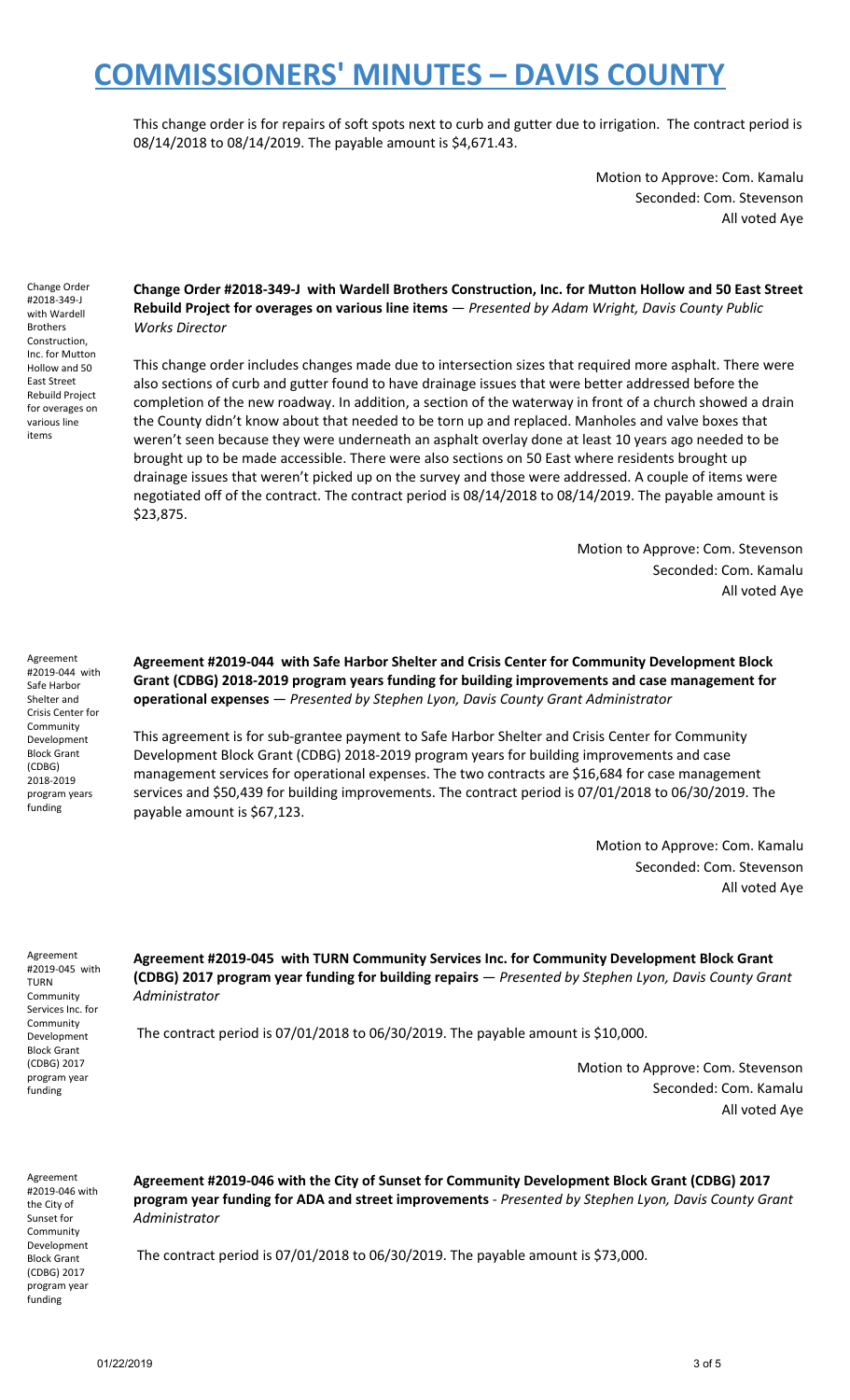This change order is for repairs of soft spots next to curb and gutter due to irrigation. The contract period is 08/14/2018 to 08/14/2019. The payable amount is $4,671.43.

Motion to Approve: Com. Kamalu
Seconded: Com. Stevenson
All voted Aye

Change Order #2018-349-J with Wardell Brothers Construction, Inc. for Mutton Hollow and 50 East Street Rebuild Project for overages on various line items

**Change Order #2018-349-J with Wardell Brothers Construction, Inc. for Mutton Hollow and 50 East Street Rebuild Project for overages on various line items** — *Presented by Adam Wright, Davis County Public Works Director*

This change order includes changes made due to intersection sizes that required more asphalt. There were also sections of curb and gutter found to have drainage issues that were better addressed before the completion of the new roadway. In addition, a section of the waterway in front of a church showed a drain the County didn't know about that needed to be torn up and replaced. Manholes and valve boxes that weren't seen because they were underneath an asphalt overlay done at least 10 years ago needed to be brought up to be made accessible. There were also sections on 50 East where residents brought up drainage issues that weren't picked up on the survey and those were addressed. A couple of items were negotiated off of the contract. The contract period is 08/14/2018 to 08/14/2019. The payable amount is $23,875.

Motion to Approve: Com. Stevenson
Seconded: Com. Kamalu
All voted Aye

Agreement #2019-044 with Safe Harbor Shelter and Crisis Center for Community Development Block Grant (CDBG) 2018-2019 program years funding

**Agreement #2019-044 with Safe Harbor Shelter and Crisis Center for Community Development Block Grant (CDBG) 2018-2019 program years funding for building improvements and case management for operational expenses** — *Presented by Stephen Lyon, Davis County Grant Administrator*

This agreement is for sub-grantee payment to Safe Harbor Shelter and Crisis Center for Community Development Block Grant (CDBG) 2018-2019 program years for building improvements and case management services for operational expenses. The two contracts are $16,684 for case management services and $50,439 for building improvements. The contract period is 07/01/2018 to 06/30/2019. The payable amount is $67,123.

Motion to Approve: Com. Kamalu
Seconded: Com. Stevenson
All voted Aye

Agreement #2019-045 with TURN Community Services Inc. for Community Development Block Grant (CDBG) 2017 program year funding

**Agreement #2019-045 with TURN Community Services Inc. for Community Development Block Grant (CDBG) 2017 program year funding for building repairs** — *Presented by Stephen Lyon, Davis County Grant Administrator*

The contract period is 07/01/2018 to 06/30/2019. The payable amount is $10,000.

Motion to Approve: Com. Stevenson
Seconded: Com. Kamalu
All voted Aye

Agreement #2019-046 with the City of Sunset for Community Development Block Grant (CDBG) 2017 program year funding

**Agreement #2019-046 with the City of Sunset for Community Development Block Grant (CDBG) 2017 program year funding for ADA and street improvements** - *Presented by Stephen Lyon, Davis County Grant Administrator*

The contract period is 07/01/2018 to 06/30/2019. The payable amount is $73,000.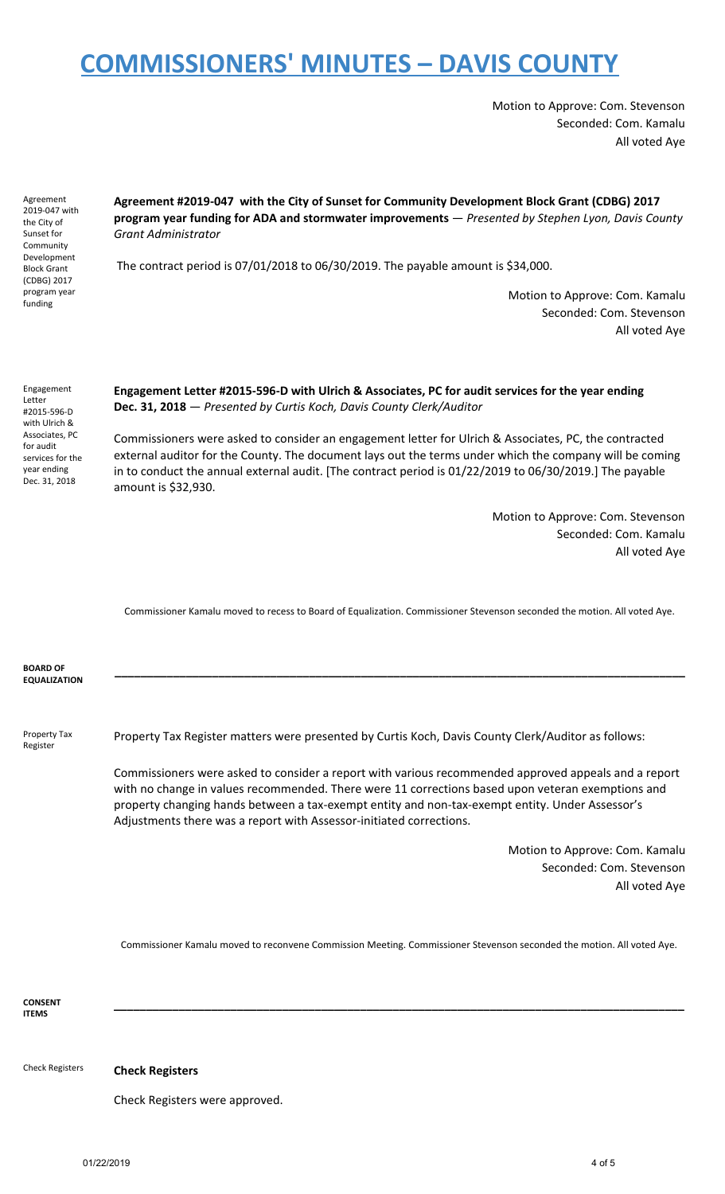# COMMISSIONERS' MINUTES – DAVIS COUNTY

Motion to Approve: Com. Stevenson
Seconded: Com. Kamalu
All voted Aye

Agreement 2019-047 with the City of Sunset for Community Development Block Grant (CDBG) 2017 program year funding

**Agreement #2019-047 with the City of Sunset for Community Development Block Grant (CDBG) 2017 program year funding for ADA and stormwater improvements** — *Presented by Stephen Lyon, Davis County Grant Administrator*

The contract period is 07/01/2018 to 06/30/2019. The payable amount is $34,000.

Motion to Approve: Com. Kamalu
Seconded: Com. Stevenson
All voted Aye

Engagement Letter #2015-596-D with Ulrich & Associates, PC for audit services for the year ending Dec. 31, 2018

**Engagement Letter #2015-596-D with Ulrich & Associates, PC for audit services for the year ending Dec. 31, 2018** — *Presented by Curtis Koch, Davis County Clerk/Auditor*

Commissioners were asked to consider an engagement letter for Ulrich & Associates, PC, the contracted external auditor for the County. The document lays out the terms under which the company will be coming in to conduct the annual external audit. [The contract period is 01/22/2019 to 06/30/2019.] The payable amount is $32,930.

Motion to Approve: Com. Stevenson
Seconded: Com. Kamalu
All voted Aye

Commissioner Kamalu moved to recess to Board of Equalization. Commissioner Stevenson seconded the motion. All voted Aye.

**BOARD OF EQUALIZATION**

---

Property Tax Register

Property Tax Register matters were presented by Curtis Koch, Davis County Clerk/Auditor as follows:

Commissioners were asked to consider a report with various recommended approved appeals and a report with no change in values recommended. There were 11 corrections based upon veteran exemptions and property changing hands between a tax-exempt entity and non-tax-exempt entity. Under Assessor's Adjustments there was a report with Assessor-initiated corrections.

Motion to Approve: Com. Kamalu
Seconded: Com. Stevenson
All voted Aye

Commissioner Kamalu moved to reconvene Commission Meeting. Commissioner Stevenson seconded the motion. All voted Aye.

**CONSENT ITEMS**

---

Check Registers

**Check Registers**

Check Registers were approved.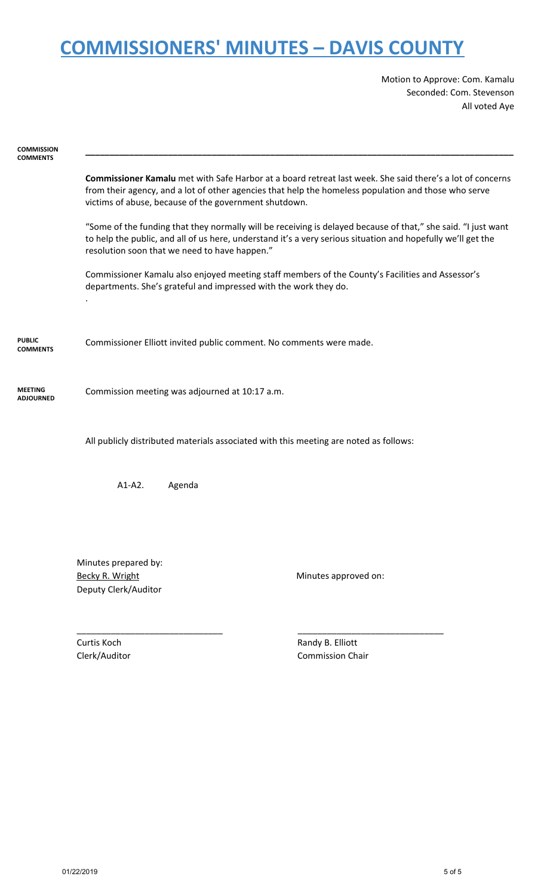# COMMISSIONERS' MINUTES – DAVIS COUNTY

Motion to Approve: Com. Kamalu
Seconded: Com. Stevenson
All voted Aye

**COMMISSION COMMENTS**

**Commissioner Kamalu** met with Safe Harbor at a board retreat last week. She said there's a lot of concerns from their agency, and a lot of other agencies that help the homeless population and those who serve victims of abuse, because of the government shutdown.

"Some of the funding that they normally will be receiving is delayed because of that," she said. "I just want to help the public, and all of us here, understand it's a very serious situation and hopefully we'll get the resolution soon that we need to have happen."

Commissioner Kamalu also enjoyed meeting staff members of the County's Facilities and Assessor's departments. She's grateful and impressed with the work they do.

.

**PUBLIC COMMENTS**

Commissioner Elliott invited public comment. No comments were made.

**MEETING ADJOURNED**

Commission meeting was adjourned at 10:17 a.m.

All publicly distributed materials associated with this meeting are noted as follows:

A1-A2. Agenda

Minutes prepared by:
Becky R. Wright
Deputy Clerk/Auditor

Minutes approved on:

\_\_\_\_\_\_\_\_\_\_\_\_\_\_\_\_\_\_\_\_\_\_\_\_\_\_\_\_\_\_
Curtis Koch
Clerk/Auditor

\_\_\_\_\_\_\_\_\_\_\_\_\_\_\_\_\_\_\_\_\_\_\_\_\_\_\_\_\_\_
Randy B. Elliott
Commission Chair

01/22/2019